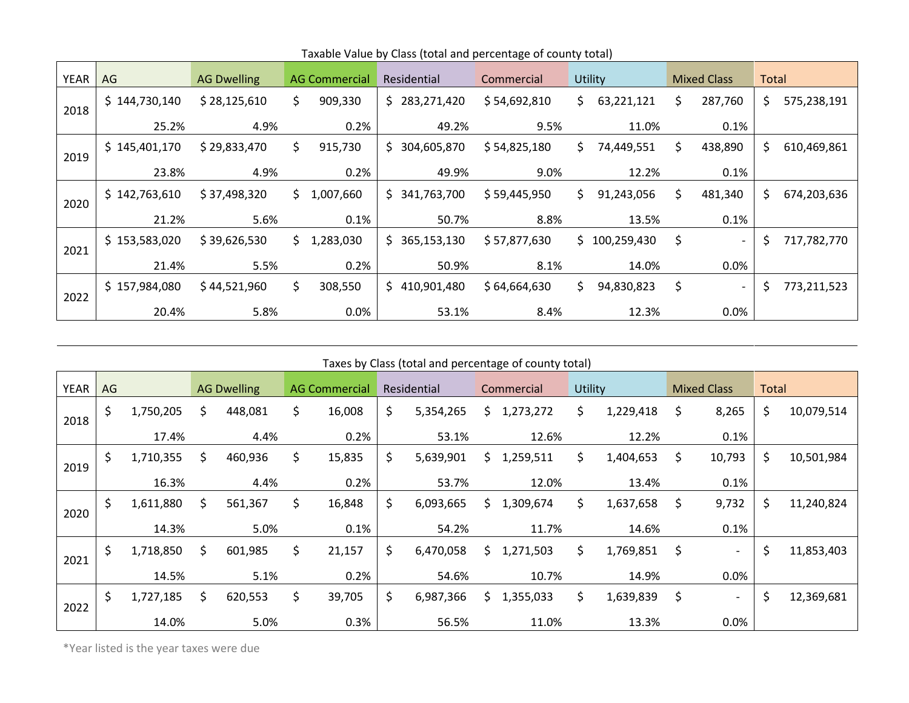Taxable Value by Class (total and percentage of county total)

| YEAR | AG | AG Dwelling | AG Commercial | Residential | Commercial | Utility | Mixed Class | Total |
|---|---|---|---|---|---|---|---|---|
| 2018 | $ 144,730,140 | $ 28,125,610 | $ 909,330 | $ 283,271,420 | $ 54,692,810 | $ 63,221,121 | $ 287,760 | $ 575,238,191 |
| | 25.2% | 4.9% | 0.2% | 49.2% | 9.5% | 11.0% | 0.1% | |
| 2019 | $ 145,401,170 | $ 29,833,470 | $ 915,730 | $ 304,605,870 | $ 54,825,180 | $ 74,449,551 | $ 438,890 | $ 610,469,861 |
| | 23.8% | 4.9% | 0.2% | 49.9% | 9.0% | 12.2% | 0.1% | |
| 2020 | $ 142,763,610 | $ 37,498,320 | $ 1,007,660 | $ 341,763,700 | $ 59,445,950 | $ 91,243,056 | $ 481,340 | $ 674,203,636 |
| | 21.2% | 5.6% | 0.1% | 50.7% | 8.8% | 13.5% | 0.1% | |
| 2021 | $ 153,583,020 | $ 39,626,530 | $ 1,283,030 | $ 365,153,130 | $ 57,877,630 | $ 100,259,430 | $ - | $ 717,782,770 |
| | 21.4% | 5.5% | 0.2% | 50.9% | 8.1% | 14.0% | 0.0% | |
| 2022 | $ 157,984,080 | $ 44,521,960 | $ 308,550 | $ 410,901,480 | $ 64,664,630 | $ 94,830,823 | $ - | $ 773,211,523 |
| | 20.4% | 5.8% | 0.0% | 53.1% | 8.4% | 12.3% | 0.0% | |

Taxes by Class (total and percentage of county total)

| YEAR | AG | AG Dwelling | AG Commercial | Residential | Commercial | Utility | Mixed Class | Total |
|---|---|---|---|---|---|---|---|---|
| 2018 | $ 1,750,205 | $ 448,081 | $ 16,008 | $ 5,354,265 | $ 1,273,272 | $ 1,229,418 | $ 8,265 | $ 10,079,514 |
| | 17.4% | 4.4% | 0.2% | 53.1% | 12.6% | 12.2% | 0.1% | |
| 2019 | $ 1,710,355 | $ 460,936 | $ 15,835 | $ 5,639,901 | $ 1,259,511 | $ 1,404,653 | $ 10,793 | $ 10,501,984 |
| | 16.3% | 4.4% | 0.2% | 53.7% | 12.0% | 13.4% | 0.1% | |
| 2020 | $ 1,611,880 | $ 561,367 | $ 16,848 | $ 6,093,665 | $ 1,309,674 | $ 1,637,658 | $ 9,732 | $ 11,240,824 |
| | 14.3% | 5.0% | 0.1% | 54.2% | 11.7% | 14.6% | 0.1% | |
| 2021 | $ 1,718,850 | $ 601,985 | $ 21,157 | $ 6,470,058 | $ 1,271,503 | $ 1,769,851 | $ - | $ 11,853,403 |
| | 14.5% | 5.1% | 0.2% | 54.6% | 10.7% | 14.9% | 0.0% | |
| 2022 | $ 1,727,185 | $ 620,553 | $ 39,705 | $ 6,987,366 | $ 1,355,033 | $ 1,639,839 | $ - | $ 12,369,681 |
| | 14.0% | 5.0% | 0.3% | 56.5% | 11.0% | 13.3% | 0.0% | |

*Year listed is the year taxes were due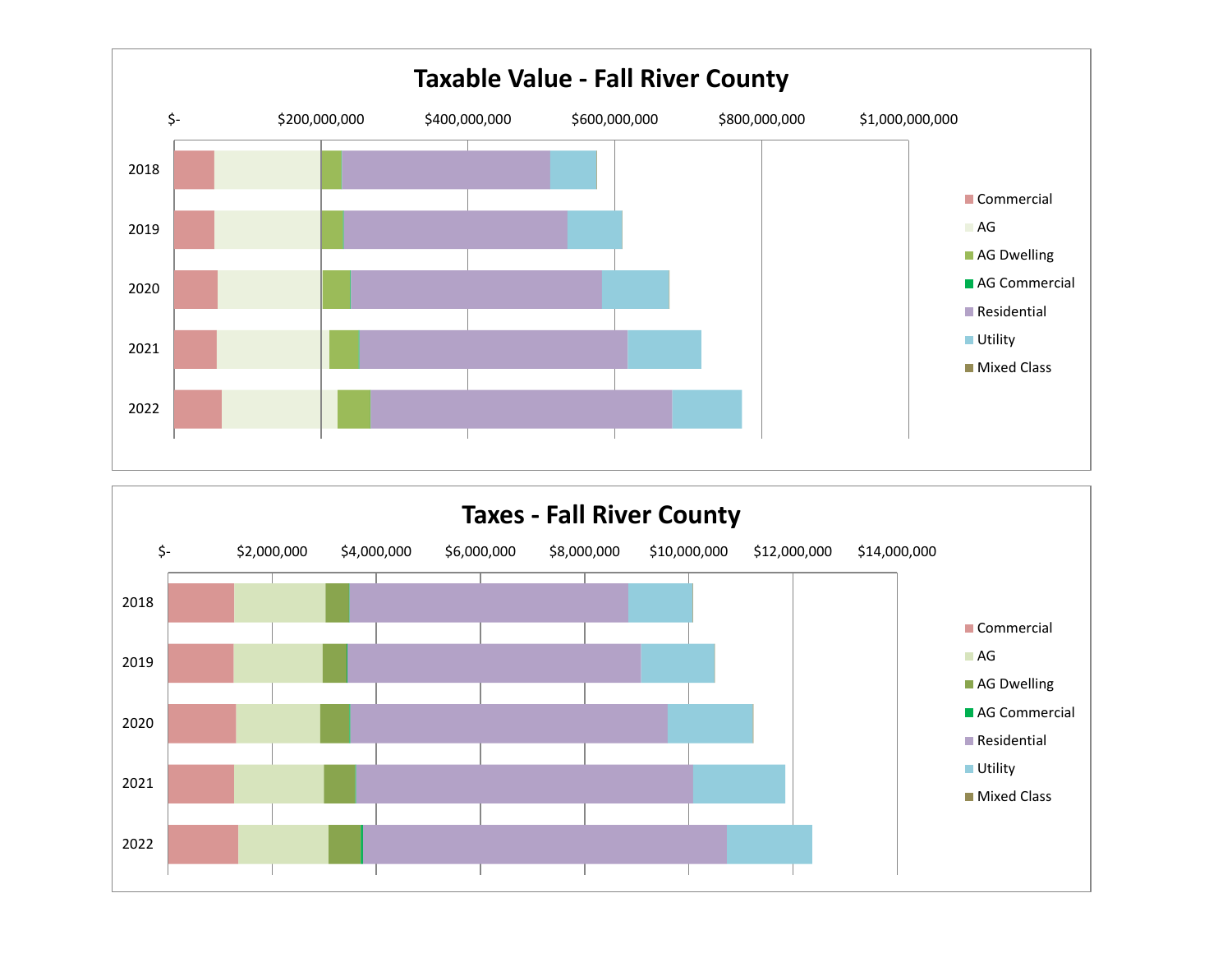## Taxable Value - Fall River County

Axis: $- | $200,000,000 | $400,000,000 | $600,000,000 | $800,000,000 | $1,000,000,000

Years: 2018, 2019, 2020, 2021, 2022

Legend: Commercial, AG, AG Dwelling, AG Commercial, Residential, Utility, Mixed Class

## Taxes - Fall River County

Axis: $- | $2,000,000 | $4,000,000 | $6,000,000 | $8,000,000 | $10,000,000 | $12,000,000 | $14,000,000

Years: 2018, 2019, 2020, 2021, 2022

Legend: Commercial, AG, AG Dwelling, AG Commercial, Residential, Utility, Mixed Class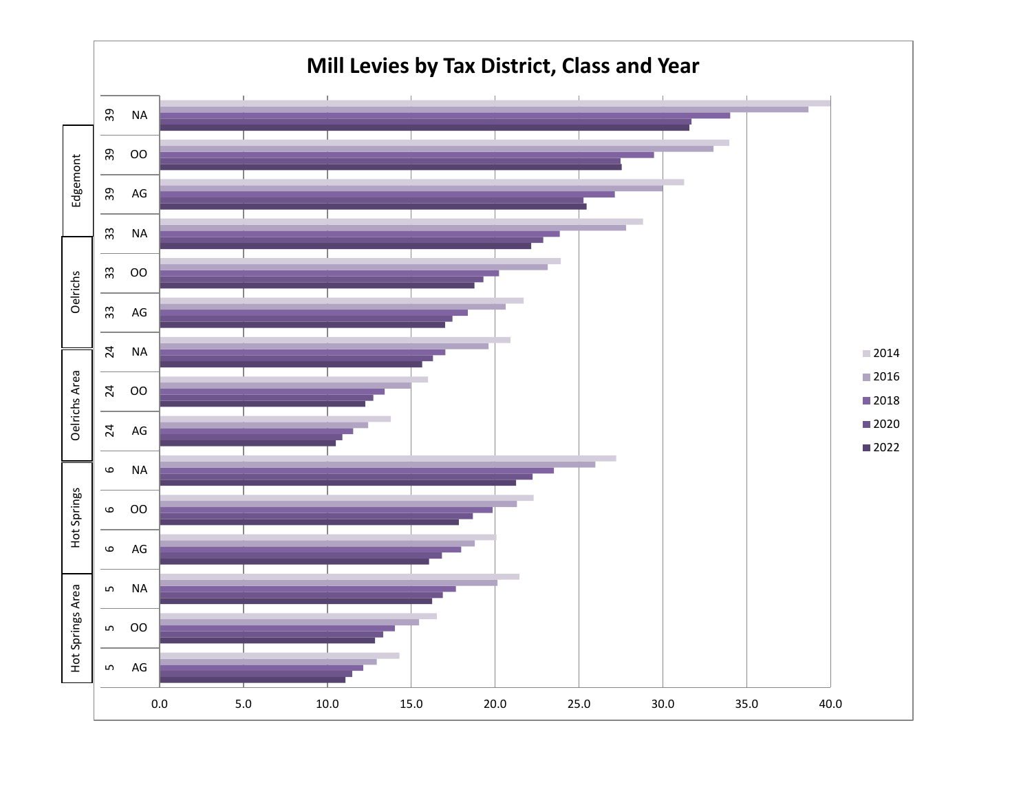# Mill Levies by Tax District, Class and Year

| Tax District | District No. | Class | 2014 | 2016 | 2018 | 2020 | 2022 |
|---|---|---|---|---|---|---|---|
| Edgemont | 39 | NA | 40.0 | 38.7 | 34.0 | 31.7 | 31.6 |
| Edgemont | 39 | OO | 34.0 | 33.0 | 29.5 | 27.5 | 27.6 |
| Edgemont | 39 | AG | 31.3 | 30.0 | 27.2 | 25.3 | 25.5 |
| Oelrichs | 33 | NA | 28.8 | 27.8 | 23.9 | 22.9 | 22.2 |
| Oelrichs | 33 | OO | 23.9 | 23.2 | 20.3 | 19.3 | 18.8 |
| Oelrichs | 33 | AG | 21.7 | 20.6 | 18.4 | 17.5 | 17.1 |
| Oelrichs Area | 24 | NA | 20.9 | 19.6 | 17.0 | 16.3 | 15.6 |
| Oelrichs Area | 24 | OO | 16.0 | 15.0 | 13.4 | 12.8 | 12.3 |
| Oelrichs Area | 24 | AG | 13.8 | 12.4 | 11.5 | 10.9 | 10.5 |
| Hot Springs | 6 | NA | 27.2 | 26.0 | 23.5 | 22.2 | 21.3 |
| Hot Springs | 6 | OO | 22.3 | 21.3 | 19.8 | 18.7 | 17.8 |
| Hot Springs | 6 | AG | 20.1 | 18.8 | 18.0 | 16.8 | 16.1 |
| Hot Springs Area | 5 | NA | 21.5 | 20.1 | 17.7 | 17.0 | 16.2 |
| Hot Springs Area | 5 | OO | 16.5 | 15.4 | 14.0 | 13.3 | 12.8 |
| Hot Springs Area | 5 | AG | 14.3 | 12.9 | 12.1 | 11.5 | 11.1 |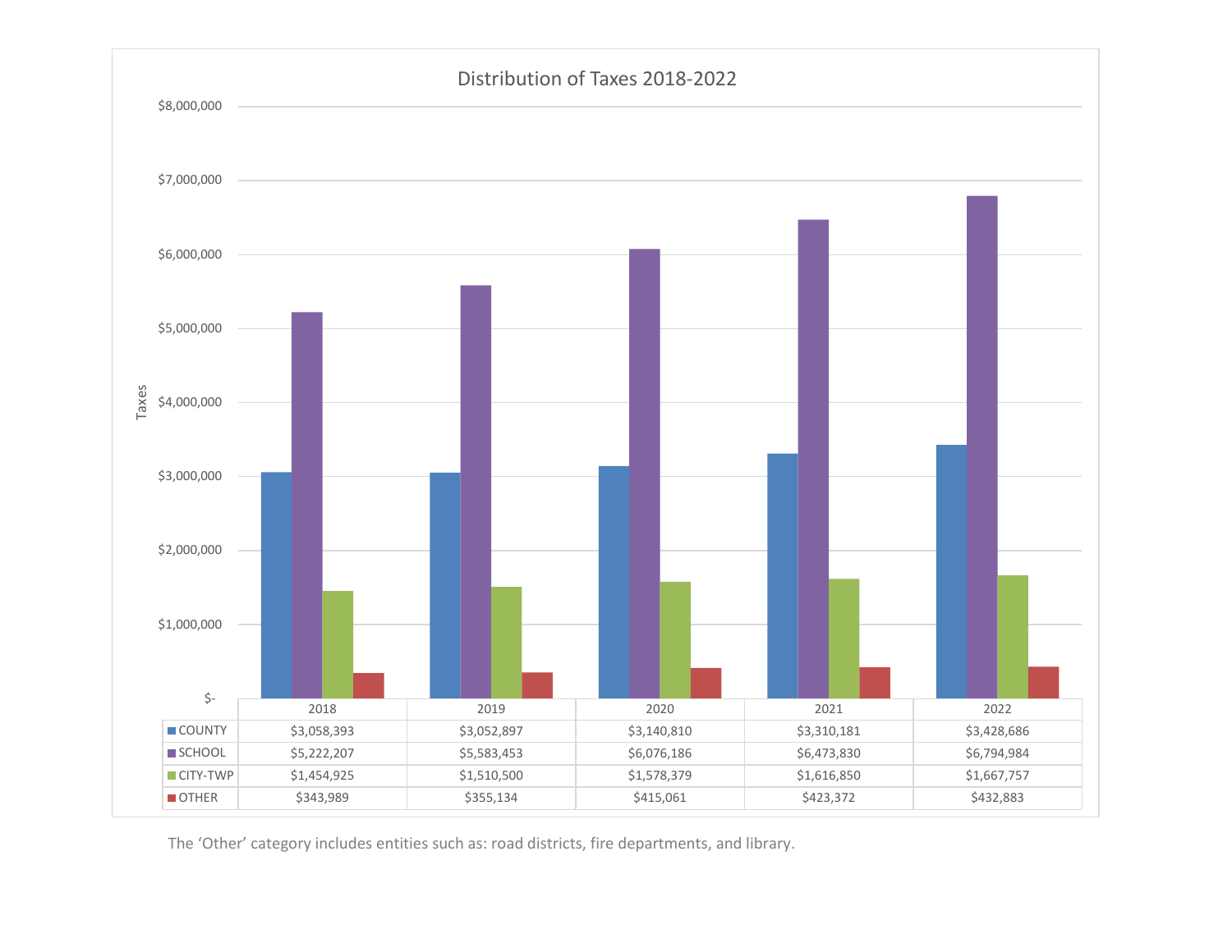Distribution of Taxes 2018-2022

Taxes

$8,000,000
$7,000,000
$6,000,000
$5,000,000
$4,000,000
$3,000,000
$2,000,000
$1,000,000
$-

| | 2018 | 2019 | 2020 | 2021 | 2022 |
|---|---|---|---|---|---|
| COUNTY | $3,058,393 | $3,052,897 | $3,140,810 | $3,310,181 | $3,428,686 |
| SCHOOL | $5,222,207 | $5,583,453 | $6,076,186 | $6,473,830 | $6,794,984 |
| CITY-TWP | $1,454,925 | $1,510,500 | $1,578,379 | $1,616,850 | $1,667,757 |
| OTHER | $343,989 | $355,134 | $415,061 | $423,372 | $432,883 |

The ‘Other’ category includes entities such as: road districts, fire departments, and library.